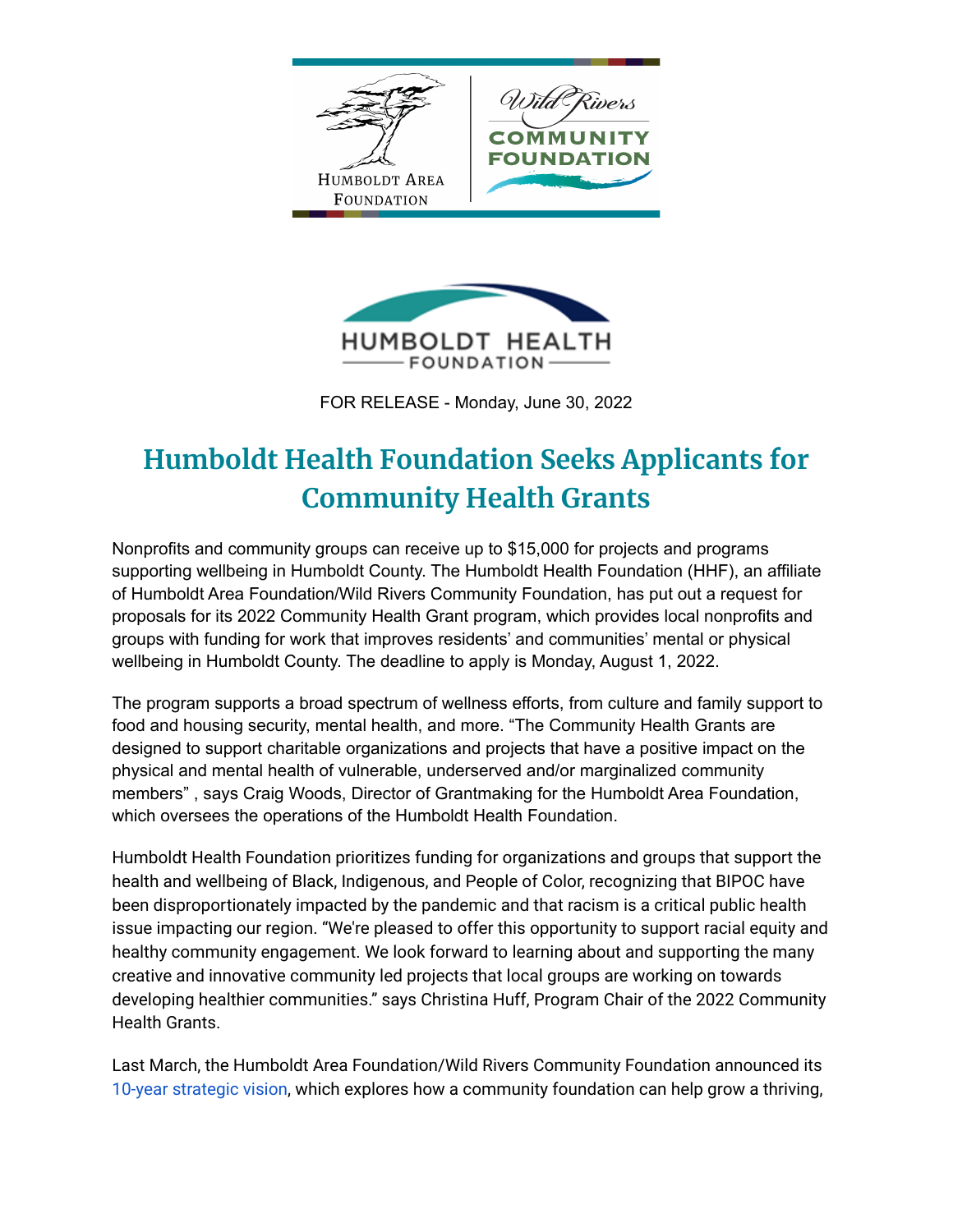FOR RELEASE - Monday, June 30, 2022

# Humboldt Health Foundation Seeks Applicants for Community Health Grants

Nonprofits and community groups can receive up to $15,000 for projects and programs supporting wellbeing in Humboldt County. The Humboldt Health Foundation (HHF), an affiliate of Humboldt Area Foundation/Wild Rivers Community Foundation, has put out a request for proposals for its 2022 Community Health Grant program, which provides local nonprofits and groups with funding for work that improves residents' and communities' mental or physical wellbeing in Humboldt County. The deadline to apply is Monday, August 1, 2022.

The program supports a broad spectrum of wellness efforts, from culture and family support to food and housing security, mental health, and more. "The Community Health Grants are designed to support charitable organizations and projects that have a positive impact on the physical and mental health of vulnerable, underserved and/or marginalized community members" , says Craig Woods, Director of Grantmaking for the Humboldt Area Foundation, which oversees the operations of the Humboldt Health Foundation.

Humboldt Health Foundation prioritizes funding for organizations and groups that support the health and wellbeing of Black, Indigenous, and People of Color, recognizing that BIPOC have been disproportionately impacted by the pandemic and that racism is a critical public health issue impacting our region. "We're pleased to offer this opportunity to support racial equity and healthy community engagement. We look forward to learning about and supporting the many creative and innovative community led projects that local groups are working on towards developing healthier communities." says Christina Huff, Program Chair of the 2022 Community Health Grants.

Last March, the Humboldt Area Foundation/Wild Rivers Community Foundation announced its 10-year strategic vision, which explores how a community foundation can help grow a thriving,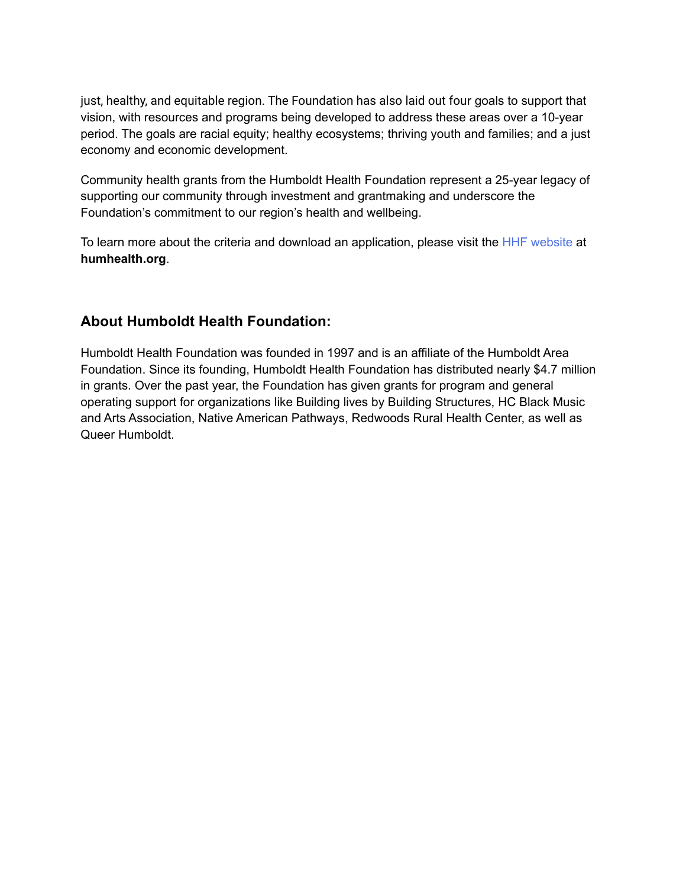just, healthy, and equitable region. The Foundation has also laid out four goals to support that vision, with resources and programs being developed to address these areas over a 10-year period. The goals are racial equity; healthy ecosystems; thriving youth and families; and a just economy and economic development.

Community health grants from the Humboldt Health Foundation represent a 25-year legacy of supporting our community through investment and grantmaking and underscore the Foundation's commitment to our region's health and wellbeing.

To learn more about the criteria and download an application, please visit the HHF website at **humhealth.org**.

## About Humboldt Health Foundation:

Humboldt Health Foundation was founded in 1997 and is an affiliate of the Humboldt Area Foundation. Since its founding, Humboldt Health Foundation has distributed nearly $4.7 million in grants. Over the past year, the Foundation has given grants for program and general operating support for organizations like Building lives by Building Structures, HC Black Music and Arts Association, Native American Pathways, Redwoods Rural Health Center, as well as Queer Humboldt.